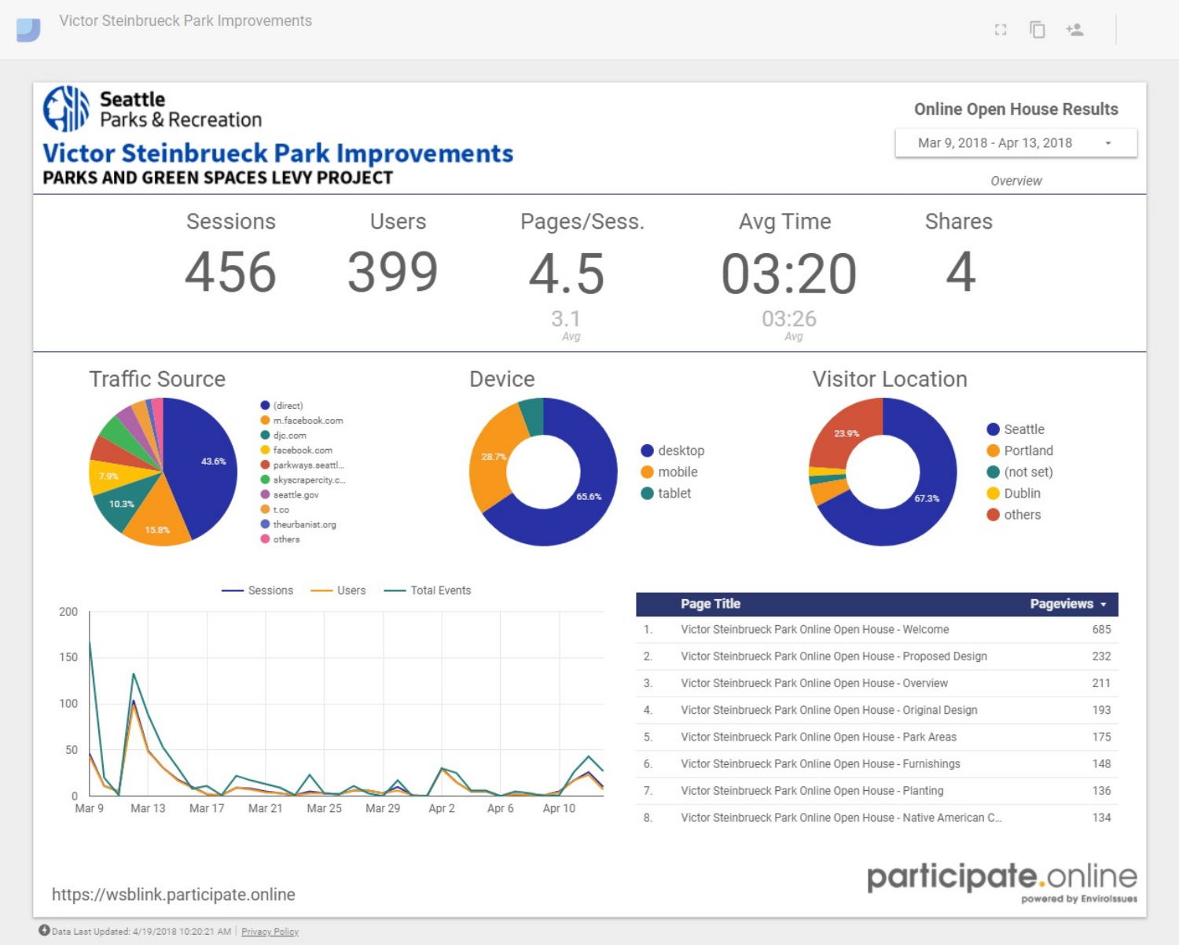Victor Steinbrueck Park Improvements

Seattle Parks & Recreation

# Victor Steinbrueck Park Improvements

## PARKS AND GREEN SPACES LEVY PROJECT

**Online Open House Results**

Mar 9, 2018 - Apr 13, 2018

*Overview*

| Sessions | Users | Pages/Sess. | Avg Time | Shares |
|---|---|---|---|---|
| 456 | 399 | 4.5 | 03:20 | 4 |
| | | 3.1 *Avg* | 03:26 *Avg* | |

### Traffic Source

- (direct) — 43.6%
- m.facebook.com — 15.8%
- djc.com — 10.3%
- facebook.com — 7.9%
- parkways.seattl...
- skyscrapercity.c...
- seattle.gov
- t.co
- theurbanist.org
- others

### Device

- desktop — 65.6%
- mobile — 28.7%
- tablet

### Visitor Location

- Seattle — 67.3%
- Portland
- (not set)
- Dublin
- others — 23.9%

Sessions / Users / Total Events (Mar 9 – Apr 10)

| | Page Title | Pageviews |
|---|---|---|
| 1. | Victor Steinbrueck Park Online Open House - Welcome | 685 |
| 2. | Victor Steinbrueck Park Online Open House - Proposed Design | 232 |
| 3. | Victor Steinbrueck Park Online Open House - Overview | 211 |
| 4. | Victor Steinbrueck Park Online Open House - Original Design | 193 |
| 5. | Victor Steinbrueck Park Online Open House - Park Areas | 175 |
| 6. | Victor Steinbrueck Park Online Open House - Furnishings | 148 |
| 7. | Victor Steinbrueck Park Online Open House - Planting | 136 |
| 8. | Victor Steinbrueck Park Online Open House - Native American C... | 134 |

https://wsblink.participate.online

participate.online powered by EnviroIssues

Data Last Updated: 4/19/2018 10:20:21 AM | Privacy Policy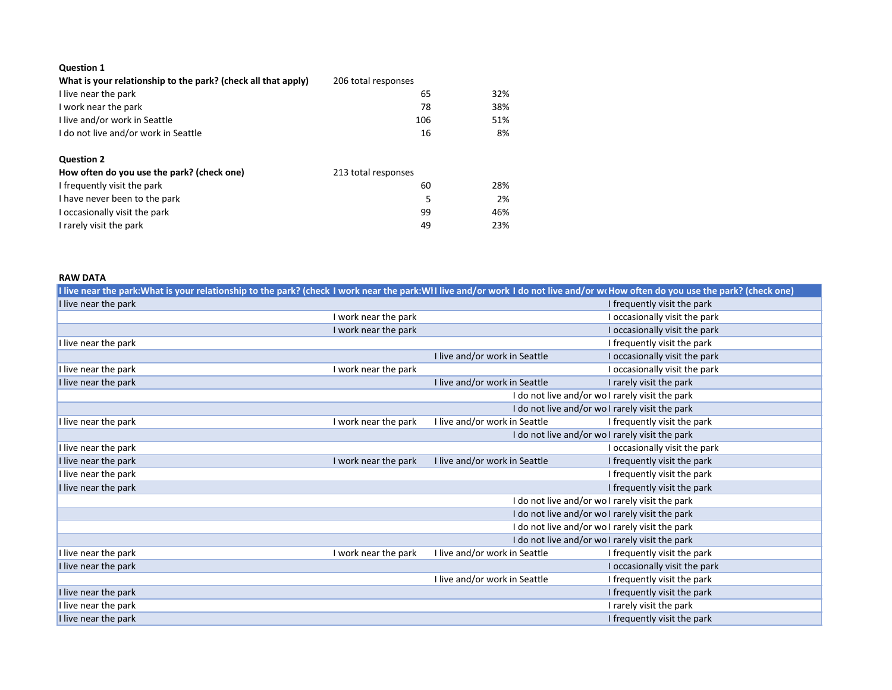**Question 1**

**What is your relationship to the park? (check all that apply)** 206 total responses

| | | |
|---|---|---|
| I live near the park | 65 | 32% |
| I work near the park | 78 | 38% |
| I live and/or work in Seattle | 106 | 51% |
| I do not live and/or work in Seattle | 16 | 8% |

**Question 2**

**How often do you use the park? (check one)** 213 total responses

| | | |
|---|---|---|
| I frequently visit the park | 60 | 28% |
| I have never been to the park | 5 | 2% |
| I occasionally visit the park | 99 | 46% |
| I rarely visit the park | 49 | 23% |

**RAW DATA**

| I live near the park:What is your relationship to the park? (check | I work near the park:Wl | I live and/or work | I do not live and/or wo | How often do you use the park? (check one) |
|---|---|---|---|---|
| I live near the park | | | | I frequently visit the park |
| | I work near the park | | | I occasionally visit the park |
| | I work near the park | | | I occasionally visit the park |
| I live near the park | | | | I frequently visit the park |
| | | I live and/or work in Seattle | | I occasionally visit the park |
| I live near the park | I work near the park | | | I occasionally visit the park |
| I live near the park | | I live and/or work in Seattle | | I rarely visit the park |
| | | | I do not live and/or wo | I rarely visit the park |
| | | | I do not live and/or wo | I rarely visit the park |
| I live near the park | I work near the park | I live and/or work in Seattle | | I frequently visit the park |
| | | | I do not live and/or wo | I rarely visit the park |
| I live near the park | | | | I occasionally visit the park |
| I live near the park | I work near the park | I live and/or work in Seattle | | I frequently visit the park |
| I live near the park | | | | I frequently visit the park |
| I live near the park | | | | I frequently visit the park |
| | | | I do not live and/or wo | I rarely visit the park |
| | | | I do not live and/or wo | I rarely visit the park |
| | | | I do not live and/or wo | I rarely visit the park |
| | | | I do not live and/or wo | I rarely visit the park |
| I live near the park | I work near the park | I live and/or work in Seattle | | I frequently visit the park |
| I live near the park | | | | I occasionally visit the park |
| | | I live and/or work in Seattle | | I frequently visit the park |
| I live near the park | | | | I frequently visit the park |
| I live near the park | | | | I rarely visit the park |
| I live near the park | | | | I frequently visit the park |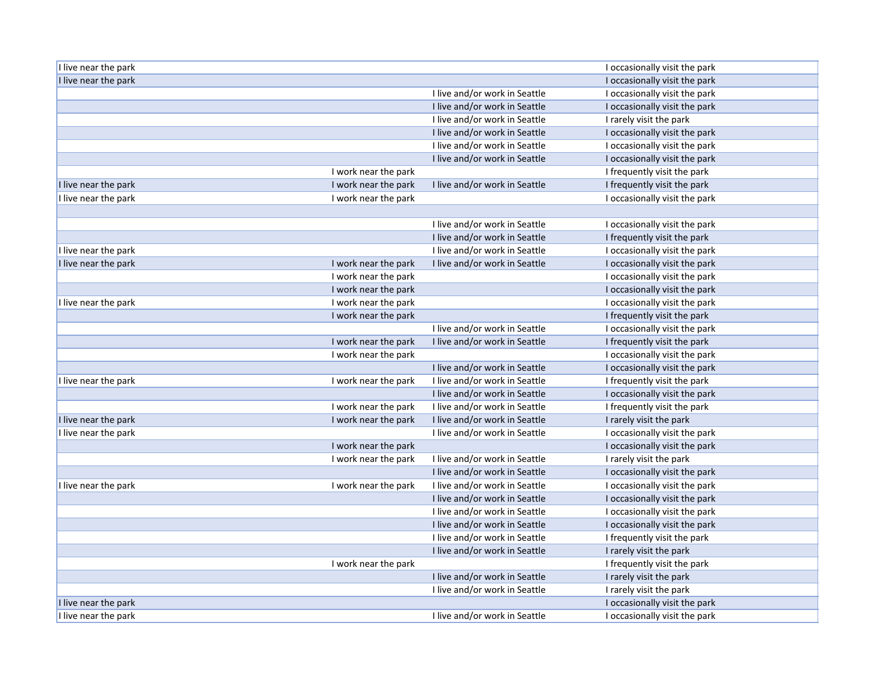| | | | |
|---|---|---|---|
| I live near the park | | | I occasionally visit the park |
| I live near the park | | | I occasionally visit the park |
| | | I live and/or work in Seattle | I occasionally visit the park |
| | | I live and/or work in Seattle | I occasionally visit the park |
| | | I live and/or work in Seattle | I rarely visit the park |
| | | I live and/or work in Seattle | I occasionally visit the park |
| | | I live and/or work in Seattle | I occasionally visit the park |
| | | I live and/or work in Seattle | I occasionally visit the park |
| | I work near the park | | I frequently visit the park |
| I live near the park | I work near the park | I live and/or work in Seattle | I frequently visit the park |
| I live near the park | I work near the park | | I occasionally visit the park |
| | | | |
| | | I live and/or work in Seattle | I occasionally visit the park |
| | | I live and/or work in Seattle | I frequently visit the park |
| I live near the park | | I live and/or work in Seattle | I occasionally visit the park |
| I live near the park | I work near the park | I live and/or work in Seattle | I occasionally visit the park |
| | I work near the park | | I occasionally visit the park |
| | I work near the park | | I occasionally visit the park |
| I live near the park | I work near the park | | I occasionally visit the park |
| | I work near the park | | I frequently visit the park |
| | | I live and/or work in Seattle | I occasionally visit the park |
| | I work near the park | I live and/or work in Seattle | I frequently visit the park |
| | I work near the park | | I occasionally visit the park |
| | | I live and/or work in Seattle | I occasionally visit the park |
| I live near the park | I work near the park | I live and/or work in Seattle | I frequently visit the park |
| | | I live and/or work in Seattle | I occasionally visit the park |
| | I work near the park | I live and/or work in Seattle | I frequently visit the park |
| I live near the park | I work near the park | I live and/or work in Seattle | I rarely visit the park |
| I live near the park | | I live and/or work in Seattle | I occasionally visit the park |
| | I work near the park | | I occasionally visit the park |
| | I work near the park | I live and/or work in Seattle | I rarely visit the park |
| | | I live and/or work in Seattle | I occasionally visit the park |
| I live near the park | I work near the park | I live and/or work in Seattle | I occasionally visit the park |
| | | I live and/or work in Seattle | I occasionally visit the park |
| | | I live and/or work in Seattle | I occasionally visit the park |
| | | I live and/or work in Seattle | I occasionally visit the park |
| | | I live and/or work in Seattle | I frequently visit the park |
| | | I live and/or work in Seattle | I rarely visit the park |
| | I work near the park | | I frequently visit the park |
| | | I live and/or work in Seattle | I rarely visit the park |
| | | I live and/or work in Seattle | I rarely visit the park |
| I live near the park | | | I occasionally visit the park |
| I live near the park | | I live and/or work in Seattle | I occasionally visit the park |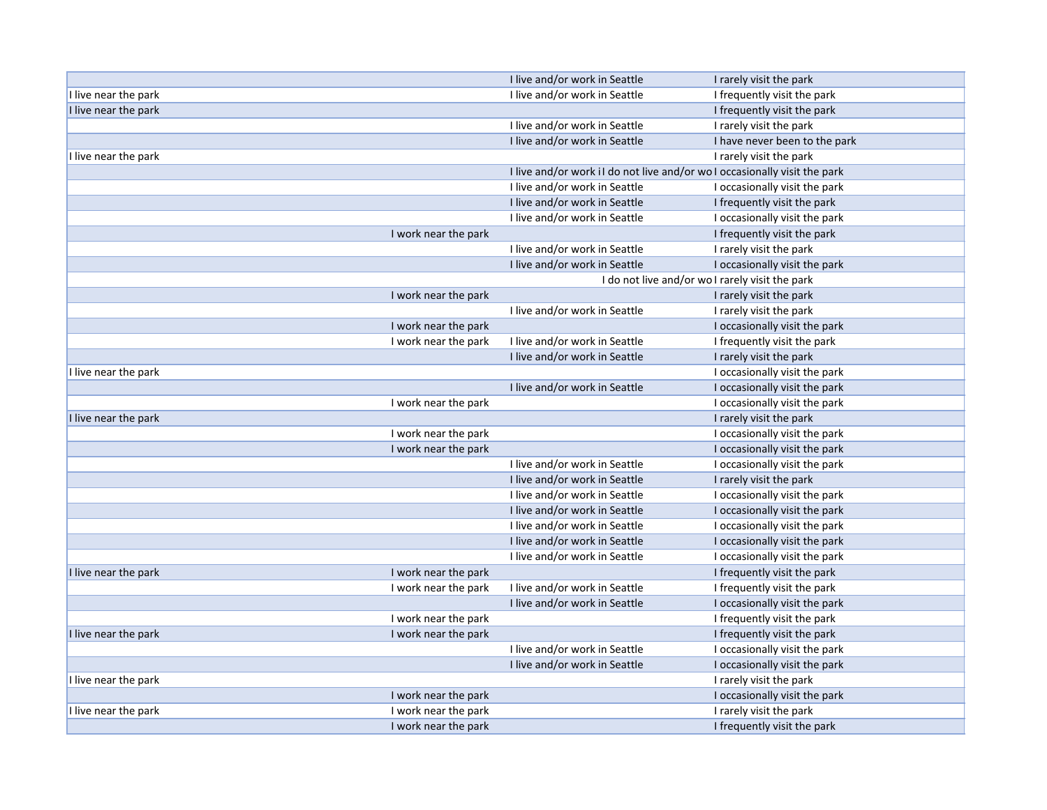| | | | | |
|---|---|---|---|---|
| | | I live and/or work in Seattle | | I rarely visit the park |
| I live near the park | | I live and/or work in Seattle | | I frequently visit the park |
| I live near the park | | | | I frequently visit the park |
| | | I live and/or work in Seattle | | I rarely visit the park |
| | | I live and/or work in Seattle | | I have never been to the park |
| I live near the park | | | | I rarely visit the park |
| | | I live and/or work i | I do not live and/or wo | I occasionally visit the park |
| | | I live and/or work in Seattle | | I occasionally visit the park |
| | | I live and/or work in Seattle | | I frequently visit the park |
| | | I live and/or work in Seattle | | I occasionally visit the park |
| | I work near the park | | | I frequently visit the park |
| | | I live and/or work in Seattle | | I rarely visit the park |
| | | I live and/or work in Seattle | | I occasionally visit the park |
| | | | I do not live and/or wo | I rarely visit the park |
| | I work near the park | | | I rarely visit the park |
| | | I live and/or work in Seattle | | I rarely visit the park |
| | I work near the park | | | I occasionally visit the park |
| | I work near the park | I live and/or work in Seattle | | I frequently visit the park |
| | | I live and/or work in Seattle | | I rarely visit the park |
| I live near the park | | | | I occasionally visit the park |
| | | I live and/or work in Seattle | | I occasionally visit the park |
| | I work near the park | | | I occasionally visit the park |
| I live near the park | | | | I rarely visit the park |
| | I work near the park | | | I occasionally visit the park |
| | I work near the park | | | I occasionally visit the park |
| | | I live and/or work in Seattle | | I occasionally visit the park |
| | | I live and/or work in Seattle | | I rarely visit the park |
| | | I live and/or work in Seattle | | I occasionally visit the park |
| | | I live and/or work in Seattle | | I occasionally visit the park |
| | | I live and/or work in Seattle | | I occasionally visit the park |
| | | I live and/or work in Seattle | | I occasionally visit the park |
| | | I live and/or work in Seattle | | I occasionally visit the park |
| I live near the park | I work near the park | | | I frequently visit the park |
| | I work near the park | I live and/or work in Seattle | | I frequently visit the park |
| | | I live and/or work in Seattle | | I occasionally visit the park |
| | I work near the park | | | I frequently visit the park |
| I live near the park | I work near the park | | | I frequently visit the park |
| | | I live and/or work in Seattle | | I occasionally visit the park |
| | | I live and/or work in Seattle | | I occasionally visit the park |
| I live near the park | | | | I rarely visit the park |
| | I work near the park | | | I occasionally visit the park |
| I live near the park | I work near the park | | | I rarely visit the park |
| | I work near the park | | | I frequently visit the park |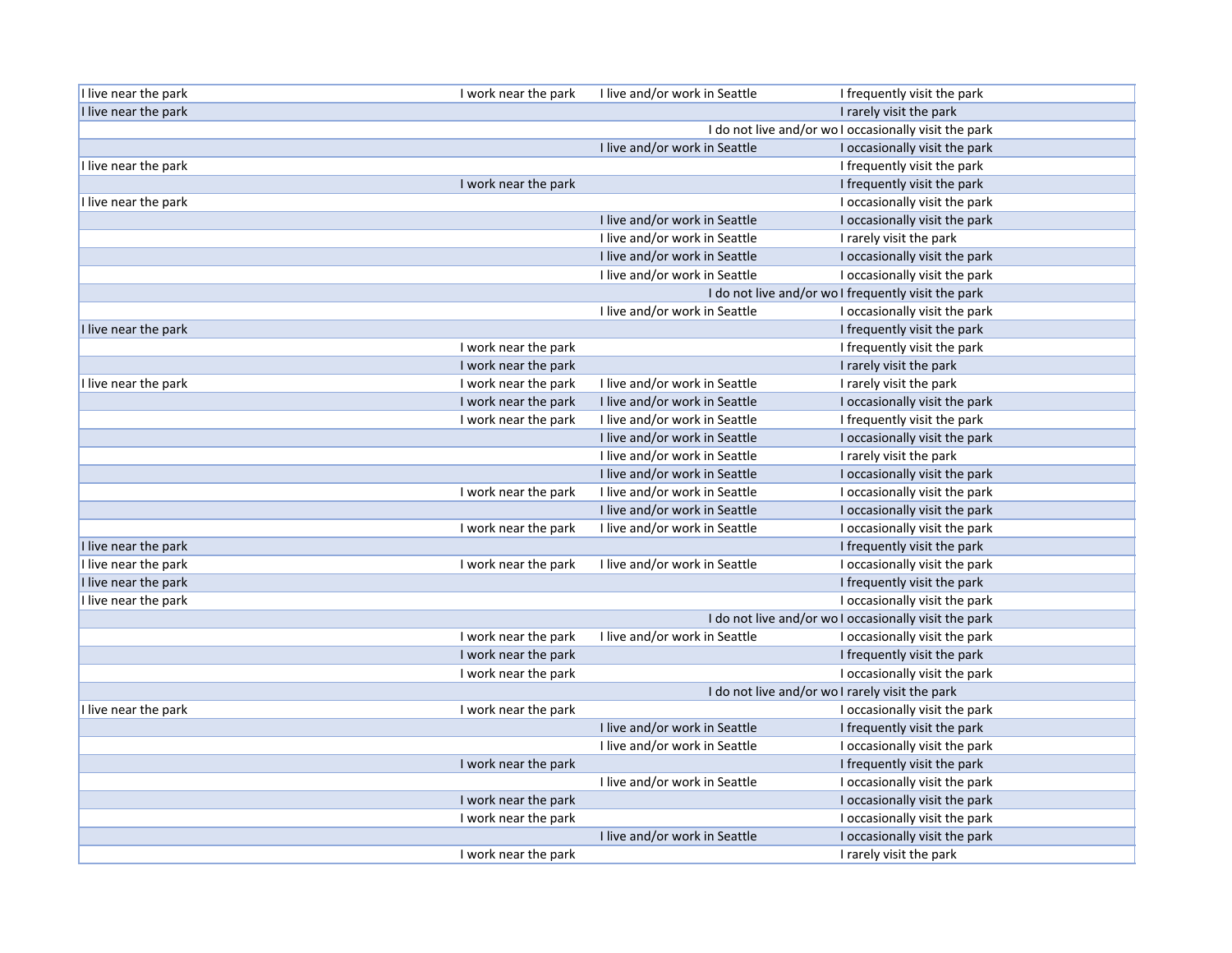| | | | |
|---|---|---|---|
| I live near the park | I work near the park | I live and/or work in Seattle | I frequently visit the park |
| I live near the park | | | I rarely visit the park |
| | | I do not live and/or wo | I occasionally visit the park |
| | | I live and/or work in Seattle | I occasionally visit the park |
| I live near the park | | | I frequently visit the park |
| | I work near the park | | I frequently visit the park |
| I live near the park | | | I occasionally visit the park |
| | | I live and/or work in Seattle | I occasionally visit the park |
| | | I live and/or work in Seattle | I rarely visit the park |
| | | I live and/or work in Seattle | I occasionally visit the park |
| | | I live and/or work in Seattle | I occasionally visit the park |
| | | I do not live and/or wo | I frequently visit the park |
| | | I live and/or work in Seattle | I occasionally visit the park |
| I live near the park | | | I frequently visit the park |
| | I work near the park | | I frequently visit the park |
| | I work near the park | | I rarely visit the park |
| I live near the park | I work near the park | I live and/or work in Seattle | I rarely visit the park |
| | I work near the park | I live and/or work in Seattle | I occasionally visit the park |
| | I work near the park | I live and/or work in Seattle | I frequently visit the park |
| | | I live and/or work in Seattle | I occasionally visit the park |
| | | I live and/or work in Seattle | I rarely visit the park |
| | | I live and/or work in Seattle | I occasionally visit the park |
| | I work near the park | I live and/or work in Seattle | I occasionally visit the park |
| | | I live and/or work in Seattle | I occasionally visit the park |
| | I work near the park | I live and/or work in Seattle | I occasionally visit the park |
| I live near the park | | | I frequently visit the park |
| I live near the park | I work near the park | I live and/or work in Seattle | I occasionally visit the park |
| I live near the park | | | I frequently visit the park |
| I live near the park | | | I occasionally visit the park |
| | | I do not live and/or wo | I occasionally visit the park |
| | I work near the park | I live and/or work in Seattle | I occasionally visit the park |
| | I work near the park | | I frequently visit the park |
| | I work near the park | | I occasionally visit the park |
| | | I do not live and/or wo | I rarely visit the park |
| I live near the park | I work near the park | | I occasionally visit the park |
| | | I live and/or work in Seattle | I frequently visit the park |
| | | I live and/or work in Seattle | I occasionally visit the park |
| | I work near the park | | I frequently visit the park |
| | | I live and/or work in Seattle | I occasionally visit the park |
| | I work near the park | | I occasionally visit the park |
| | I work near the park | | I occasionally visit the park |
| | | I live and/or work in Seattle | I occasionally visit the park |
| | I work near the park | | I rarely visit the park |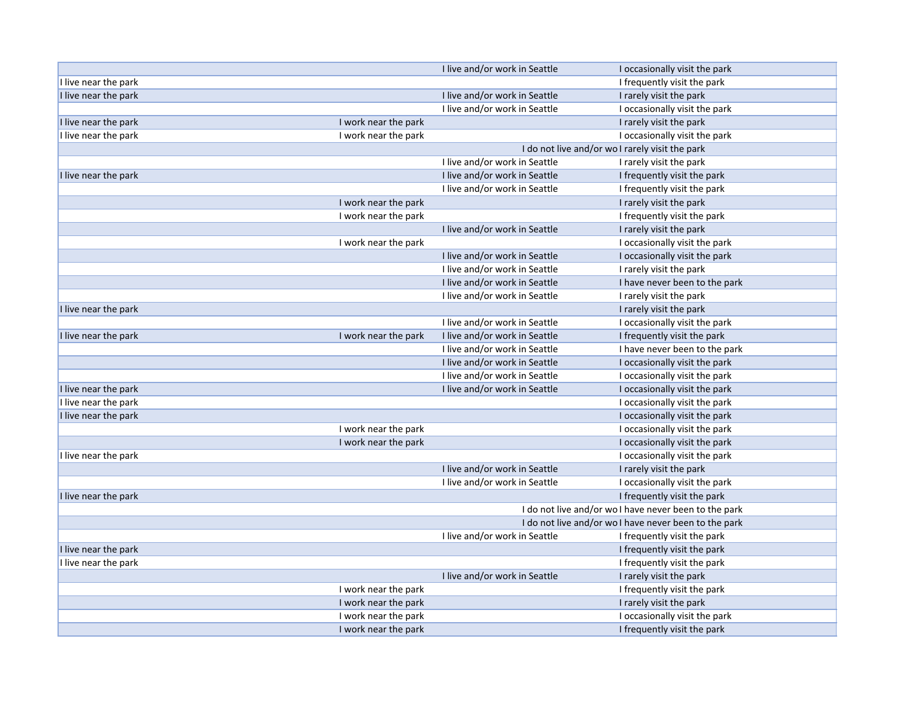| | | | |
|---|---|---|---|
| | | I live and/or work in Seattle | I occasionally visit the park |
| I live near the park | | | I frequently visit the park |
| I live near the park | | I live and/or work in Seattle | I rarely visit the park |
| | | I live and/or work in Seattle | I occasionally visit the park |
| I live near the park | I work near the park | | I rarely visit the park |
| I live near the park | I work near the park | | I occasionally visit the park |
| | | I do not live and/or wo | I rarely visit the park |
| | | I live and/or work in Seattle | I rarely visit the park |
| I live near the park | | I live and/or work in Seattle | I frequently visit the park |
| | | I live and/or work in Seattle | I frequently visit the park |
| | I work near the park | | I rarely visit the park |
| | I work near the park | | I frequently visit the park |
| | | I live and/or work in Seattle | I rarely visit the park |
| | I work near the park | | I occasionally visit the park |
| | | I live and/or work in Seattle | I occasionally visit the park |
| | | I live and/or work in Seattle | I rarely visit the park |
| | | I live and/or work in Seattle | I have never been to the park |
| | | I live and/or work in Seattle | I rarely visit the park |
| I live near the park | | | I rarely visit the park |
| | | I live and/or work in Seattle | I occasionally visit the park |
| I live near the park | I work near the park | I live and/or work in Seattle | I frequently visit the park |
| | | I live and/or work in Seattle | I have never been to the park |
| | | I live and/or work in Seattle | I occasionally visit the park |
| | | I live and/or work in Seattle | I occasionally visit the park |
| I live near the park | | I live and/or work in Seattle | I occasionally visit the park |
| I live near the park | | | I occasionally visit the park |
| I live near the park | | | I occasionally visit the park |
| | I work near the park | | I occasionally visit the park |
| | I work near the park | | I occasionally visit the park |
| I live near the park | | | I occasionally visit the park |
| | | I live and/or work in Seattle | I rarely visit the park |
| | | I live and/or work in Seattle | I occasionally visit the park |
| I live near the park | | | I frequently visit the park |
| | | I do not live and/or wo | I have never been to the park |
| | | I do not live and/or wo | I have never been to the park |
| | | I live and/or work in Seattle | I frequently visit the park |
| I live near the park | | | I frequently visit the park |
| I live near the park | | | I frequently visit the park |
| | | I live and/or work in Seattle | I rarely visit the park |
| | I work near the park | | I frequently visit the park |
| | I work near the park | | I rarely visit the park |
| | I work near the park | | I occasionally visit the park |
| | I work near the park | | I frequently visit the park |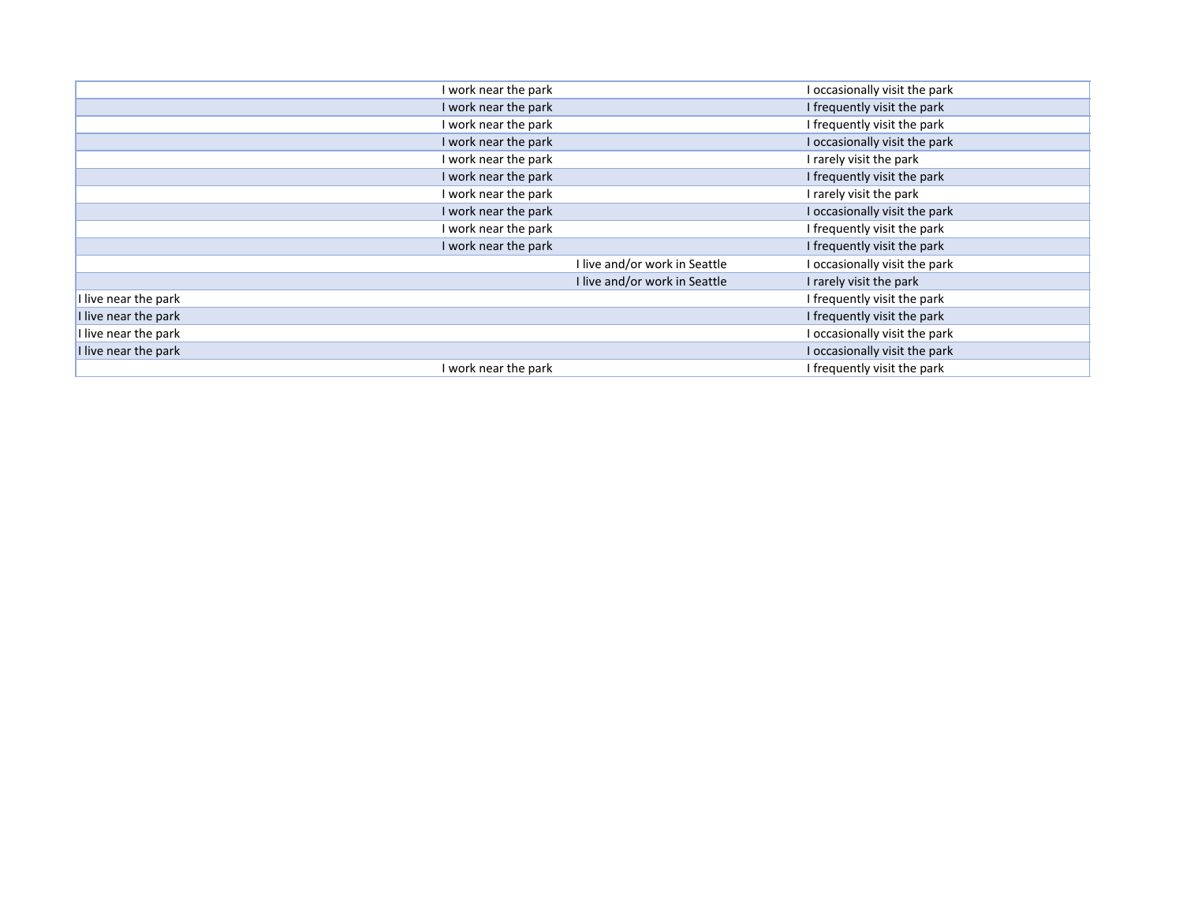| | | | |
|---|---|---|---|
| | I work near the park | | I occasionally visit the park |
| | I work near the park | | I frequently visit the park |
| | I work near the park | | I frequently visit the park |
| | I work near the park | | I occasionally visit the park |
| | I work near the park | | I rarely visit the park |
| | I work near the park | | I frequently visit the park |
| | I work near the park | | I rarely visit the park |
| | I work near the park | | I occasionally visit the park |
| | I work near the park | | I frequently visit the park |
| | I work near the park | | I frequently visit the park |
| | | I live and/or work in Seattle | I occasionally visit the park |
| | | I live and/or work in Seattle | I rarely visit the park |
| I live near the park | | | I frequently visit the park |
| I live near the park | | | I frequently visit the park |
| I live near the park | | | I occasionally visit the park |
| I live near the park | | | I occasionally visit the park |
| | I work near the park | | I frequently visit the park |